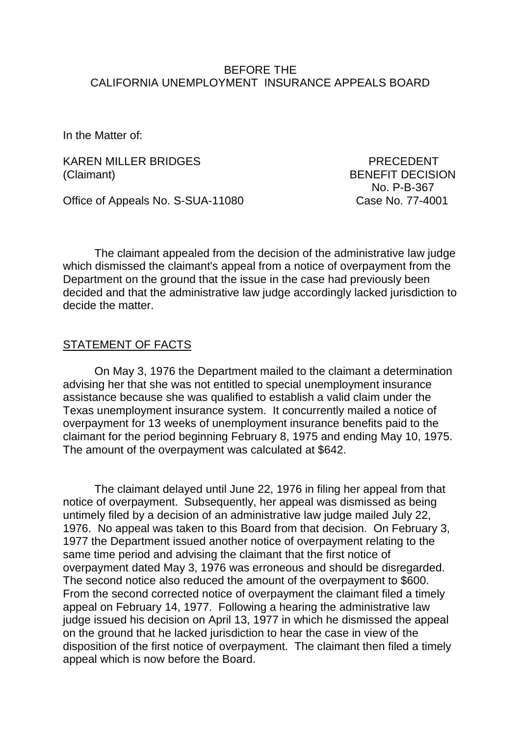BEFORE THE
CALIFORNIA UNEMPLOYMENT INSURANCE APPEALS BOARD

In the Matter of:

KAREN MILLER BRIDGES
(Claimant)

PRECEDENT
BENEFIT DECISION
No. P-B-367
Case No. 77-4001

Office of Appeals No. S-SUA-11080

The claimant appealed from the decision of the administrative law judge which dismissed the claimant's appeal from a notice of overpayment from the Department on the ground that the issue in the case had previously been decided and that the administrative law judge accordingly lacked jurisdiction to decide the matter.

STATEMENT OF FACTS

On May 3, 1976 the Department mailed to the claimant a determination advising her that she was not entitled to special unemployment insurance assistance because she was qualified to establish a valid claim under the Texas unemployment insurance system. It concurrently mailed a notice of overpayment for 13 weeks of unemployment insurance benefits paid to the claimant for the period beginning February 8, 1975 and ending May 10, 1975. The amount of the overpayment was calculated at $642.

The claimant delayed until June 22, 1976 in filing her appeal from that notice of overpayment. Subsequently, her appeal was dismissed as being untimely filed by a decision of an administrative law judge mailed July 22, 1976. No appeal was taken to this Board from that decision. On February 3, 1977 the Department issued another notice of overpayment relating to the same time period and advising the claimant that the first notice of overpayment dated May 3, 1976 was erroneous and should be disregarded. The second notice also reduced the amount of the overpayment to $600. From the second corrected notice of overpayment the claimant filed a timely appeal on February 14, 1977. Following a hearing the administrative law judge issued his decision on April 13, 1977 in which he dismissed the appeal on the ground that he lacked jurisdiction to hear the case in view of the disposition of the first notice of overpayment. The claimant then filed a timely appeal which is now before the Board.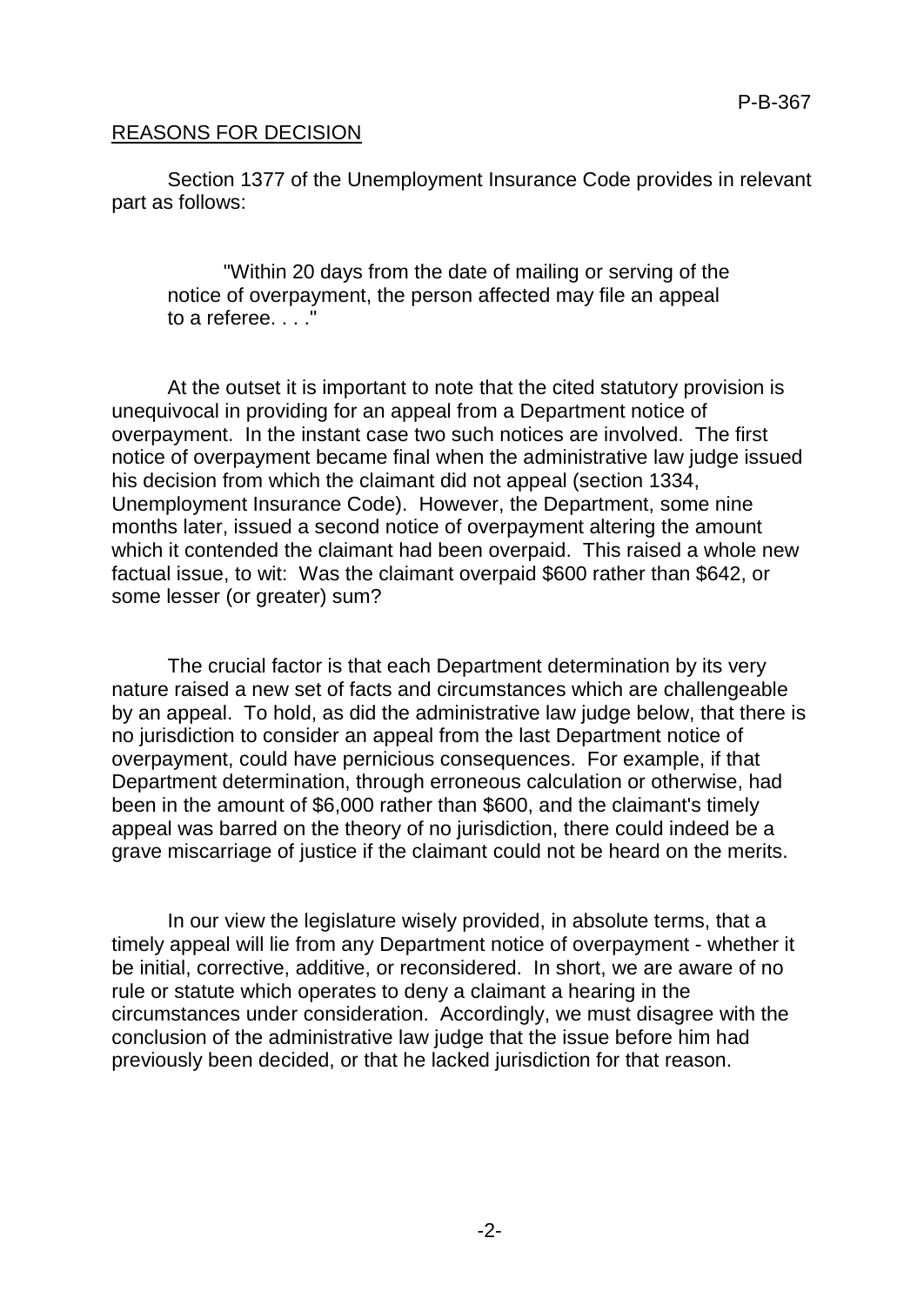REASONS FOR DECISION

Section 1377 of the Unemployment Insurance Code provides in relevant part as follows:

> "Within 20 days from the date of mailing or serving of the notice of overpayment, the person affected may file an appeal to a referee. . . ."

At the outset it is important to note that the cited statutory provision is unequivocal in providing for an appeal from a Department notice of overpayment. In the instant case two such notices are involved. The first notice of overpayment became final when the administrative law judge issued his decision from which the claimant did not appeal (section 1334, Unemployment Insurance Code). However, the Department, some nine months later, issued a second notice of overpayment altering the amount which it contended the claimant had been overpaid. This raised a whole new factual issue, to wit: Was the claimant overpaid $600 rather than $642, or some lesser (or greater) sum?

The crucial factor is that each Department determination by its very nature raised a new set of facts and circumstances which are challengeable by an appeal. To hold, as did the administrative law judge below, that there is no jurisdiction to consider an appeal from the last Department notice of overpayment, could have pernicious consequences. For example, if that Department determination, through erroneous calculation or otherwise, had been in the amount of $6,000 rather than $600, and the claimant's timely appeal was barred on the theory of no jurisdiction, there could indeed be a grave miscarriage of justice if the claimant could not be heard on the merits.

In our view the legislature wisely provided, in absolute terms, that a timely appeal will lie from any Department notice of overpayment - whether it be initial, corrective, additive, or reconsidered. In short, we are aware of no rule or statute which operates to deny a claimant a hearing in the circumstances under consideration. Accordingly, we must disagree with the conclusion of the administrative law judge that the issue before him had previously been decided, or that he lacked jurisdiction for that reason.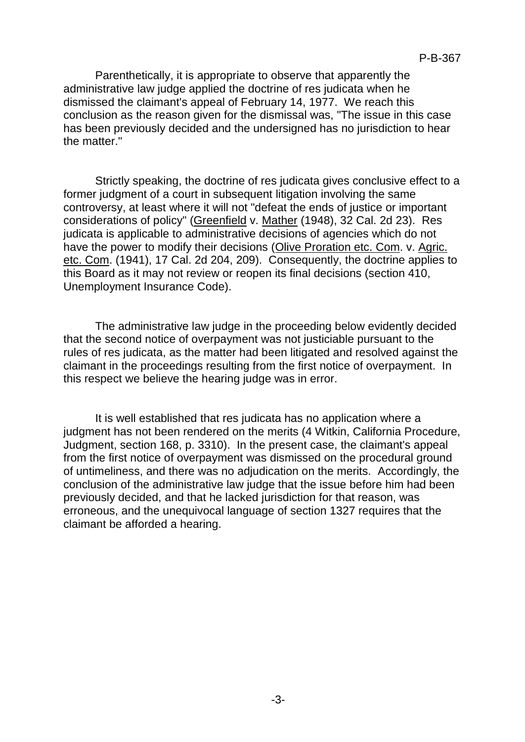Parenthetically, it is appropriate to observe that apparently the administrative law judge applied the doctrine of res judicata when he dismissed the claimant's appeal of February 14, 1977. We reach this conclusion as the reason given for the dismissal was, "The issue in this case has been previously decided and the undersigned has no jurisdiction to hear the matter."

Strictly speaking, the doctrine of res judicata gives conclusive effect to a former judgment of a court in subsequent litigation involving the same controversy, at least where it will not "defeat the ends of justice or important considerations of policy" (Greenfield v. Mather (1948), 32 Cal. 2d 23). Res judicata is applicable to administrative decisions of agencies which do not have the power to modify their decisions (Olive Proration etc. Com. v. Agric. etc. Com. (1941), 17 Cal. 2d 204, 209). Consequently, the doctrine applies to this Board as it may not review or reopen its final decisions (section 410, Unemployment Insurance Code).

The administrative law judge in the proceeding below evidently decided that the second notice of overpayment was not justiciable pursuant to the rules of res judicata, as the matter had been litigated and resolved against the claimant in the proceedings resulting from the first notice of overpayment. In this respect we believe the hearing judge was in error.

It is well established that res judicata has no application where a judgment has not been rendered on the merits (4 Witkin, California Procedure, Judgment, section 168, p. 3310). In the present case, the claimant's appeal from the first notice of overpayment was dismissed on the procedural ground of untimeliness, and there was no adjudication on the merits. Accordingly, the conclusion of the administrative law judge that the issue before him had been previously decided, and that he lacked jurisdiction for that reason, was erroneous, and the unequivocal language of section 1327 requires that the claimant be afforded a hearing.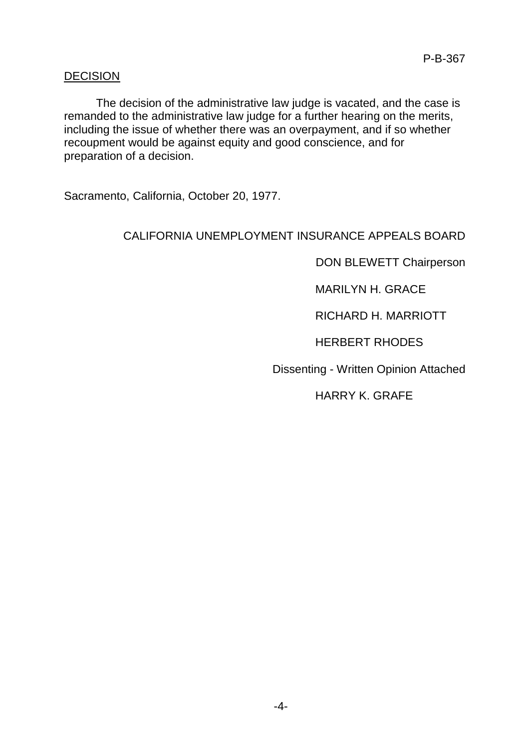<u>DECISION</u>

The decision of the administrative law judge is vacated, and the case is remanded to the administrative law judge for a further hearing on the merits, including the issue of whether there was an overpayment, and if so whether recoupment would be against equity and good conscience, and for preparation of a decision.

Sacramento, California, October 20, 1977.

CALIFORNIA UNEMPLOYMENT INSURANCE APPEALS BOARD

DON BLEWETT Chairperson

MARILYN H. GRACE

RICHARD H. MARRIOTT

HERBERT RHODES

Dissenting - Written Opinion Attached

HARRY K. GRAFE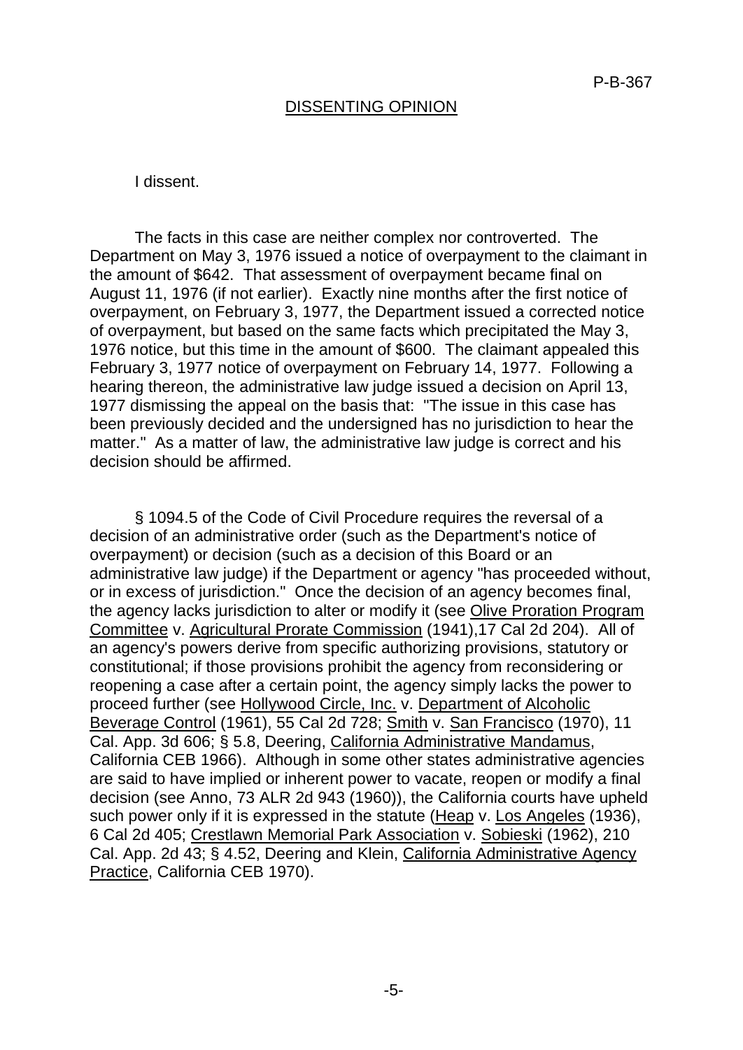## DISSENTING OPINION

I dissent.

The facts in this case are neither complex nor controverted. The Department on May 3, 1976 issued a notice of overpayment to the claimant in the amount of $642. That assessment of overpayment became final on August 11, 1976 (if not earlier). Exactly nine months after the first notice of overpayment, on February 3, 1977, the Department issued a corrected notice of overpayment, but based on the same facts which precipitated the May 3, 1976 notice, but this time in the amount of $600. The claimant appealed this February 3, 1977 notice of overpayment on February 14, 1977. Following a hearing thereon, the administrative law judge issued a decision on April 13, 1977 dismissing the appeal on the basis that: "The issue in this case has been previously decided and the undersigned has no jurisdiction to hear the matter." As a matter of law, the administrative law judge is correct and his decision should be affirmed.

§ 1094.5 of the Code of Civil Procedure requires the reversal of a decision of an administrative order (such as the Department's notice of overpayment) or decision (such as a decision of this Board or an administrative law judge) if the Department or agency "has proceeded without, or in excess of jurisdiction." Once the decision of an agency becomes final, the agency lacks jurisdiction to alter or modify it (see Olive Proration Program Committee v. Agricultural Prorate Commission (1941),17 Cal 2d 204). All of an agency's powers derive from specific authorizing provisions, statutory or constitutional; if those provisions prohibit the agency from reconsidering or reopening a case after a certain point, the agency simply lacks the power to proceed further (see Hollywood Circle, Inc. v. Department of Alcoholic Beverage Control (1961), 55 Cal 2d 728; Smith v. San Francisco (1970), 11 Cal. App. 3d 606; § 5.8, Deering, California Administrative Mandamus, California CEB 1966). Although in some other states administrative agencies are said to have implied or inherent power to vacate, reopen or modify a final decision (see Anno, 73 ALR 2d 943 (1960)), the California courts have upheld such power only if it is expressed in the statute (Heap v. Los Angeles (1936), 6 Cal 2d 405; Crestlawn Memorial Park Association v. Sobieski (1962), 210 Cal. App. 2d 43; § 4.52, Deering and Klein, California Administrative Agency Practice, California CEB 1970).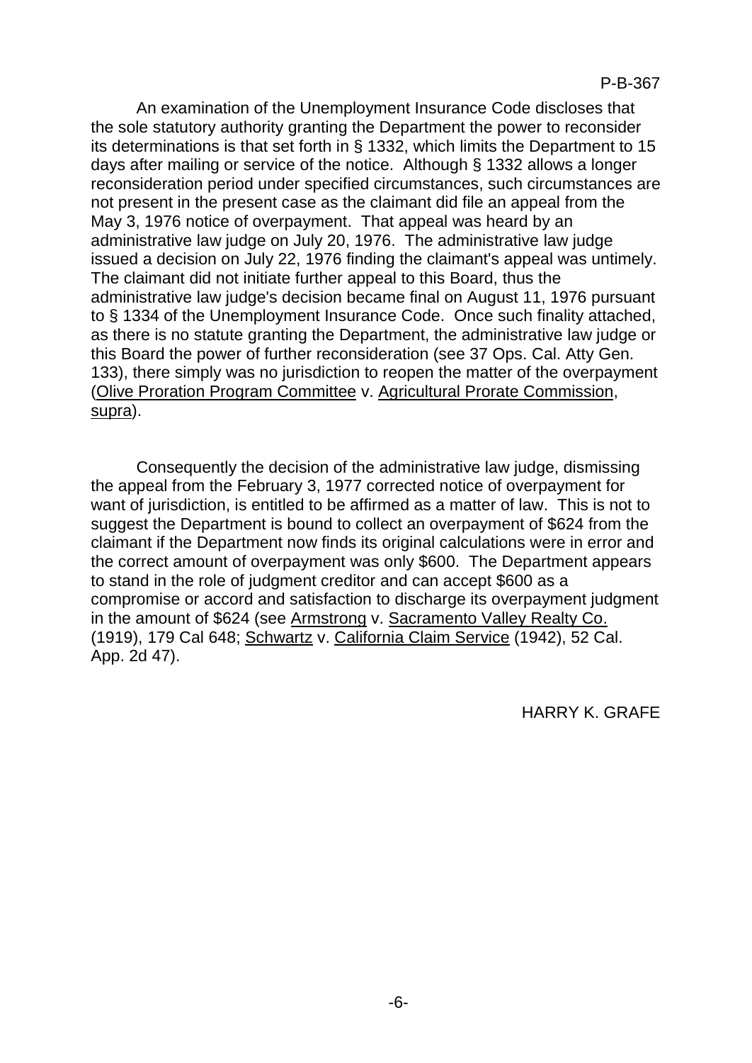An examination of the Unemployment Insurance Code discloses that the sole statutory authority granting the Department the power to reconsider its determinations is that set forth in § 1332, which limits the Department to 15 days after mailing or service of the notice. Although § 1332 allows a longer reconsideration period under specified circumstances, such circumstances are not present in the present case as the claimant did file an appeal from the May 3, 1976 notice of overpayment. That appeal was heard by an administrative law judge on July 20, 1976. The administrative law judge issued a decision on July 22, 1976 finding the claimant's appeal was untimely. The claimant did not initiate further appeal to this Board, thus the administrative law judge's decision became final on August 11, 1976 pursuant to § 1334 of the Unemployment Insurance Code. Once such finality attached, as there is no statute granting the Department, the administrative law judge or this Board the power of further reconsideration (see 37 Ops. Cal. Atty Gen. 133), there simply was no jurisdiction to reopen the matter of the overpayment (Olive Proration Program Committee v. Agricultural Prorate Commission, supra).

Consequently the decision of the administrative law judge, dismissing the appeal from the February 3, 1977 corrected notice of overpayment for want of jurisdiction, is entitled to be affirmed as a matter of law. This is not to suggest the Department is bound to collect an overpayment of $624 from the claimant if the Department now finds its original calculations were in error and the correct amount of overpayment was only $600. The Department appears to stand in the role of judgment creditor and can accept $600 as a compromise or accord and satisfaction to discharge its overpayment judgment in the amount of $624 (see Armstrong v. Sacramento Valley Realty Co. (1919), 179 Cal 648; Schwartz v. California Claim Service (1942), 52 Cal. App. 2d 47).

HARRY K. GRAFE